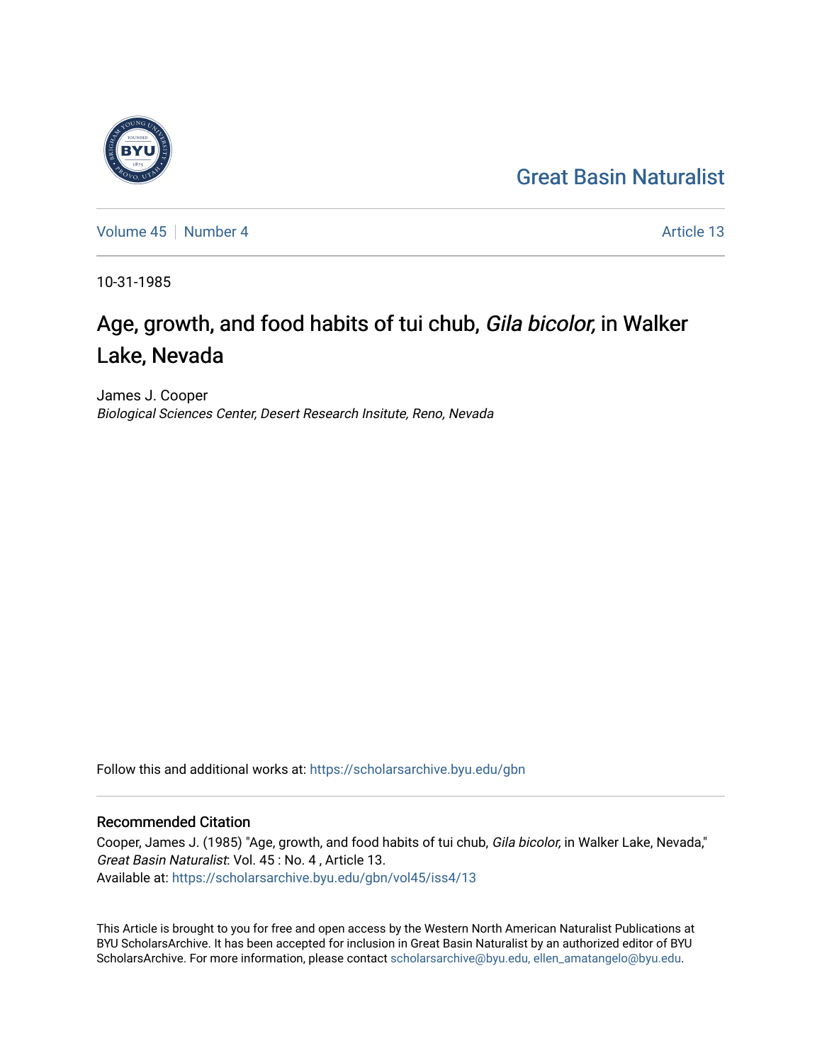Great Basin Naturalist

Volume 45 | Number 4

Article 13

10-31-1985

# Age, growth, and food habits of tui chub, *Gila bicolor,* in Walker Lake, Nevada

James J. Cooper
*Biological Sciences Center, Desert Research Insitute, Reno, Nevada*

Follow this and additional works at: https://scholarsarchive.byu.edu/gbn

## Recommended Citation

Cooper, James J. (1985) "Age, growth, and food habits of tui chub, *Gila bicolor,* in Walker Lake, Nevada," *Great Basin Naturalist*: Vol. 45 : No. 4 , Article 13.
Available at: https://scholarsarchive.byu.edu/gbn/vol45/iss4/13

This Article is brought to you for free and open access by the Western North American Naturalist Publications at BYU ScholarsArchive. It has been accepted for inclusion in Great Basin Naturalist by an authorized editor of BYU ScholarsArchive. For more information, please contact scholarsarchive@byu.edu, ellen_amatangelo@byu.edu.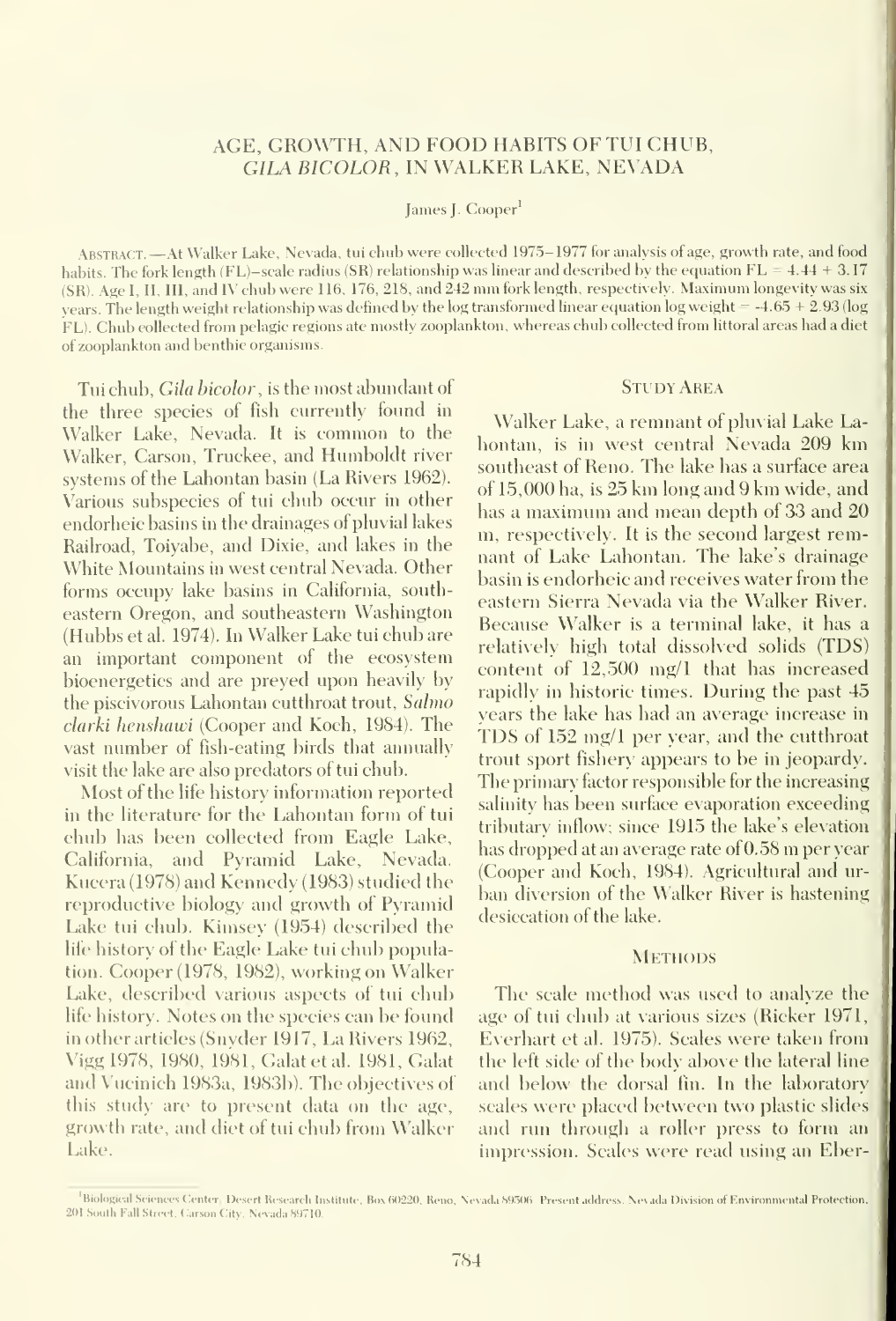# AGE, GROWTH, AND FOOD HABITS OF TUI CHUB, *GILA BICOLOR*, IN WALKER LAKE, NEVADA

James J. Cooper[1]

ABSTRACT. — At Walker Lake, Nevada, tui chub were collected 1975–1977 for analysis of age, growth rate, and food habits. The fork length (FL)–scale radius (SR) relationship was linear and described by the equation FL = 4.44 + 3.17 (SR). Age I, II, III, and IV chub were 116, 176, 218, and 242 mm fork length, respectively. Maximum longevity was six years. The length weight relationship was defined by the log transformed linear equation log weight = -4.65 + 2.93 (log FL). Chub collected from pelagic regions ate mostly zooplankton, whereas chub collected from littoral areas had a diet of zooplankton and benthic organisms.

Tui chub, *Gila bicolor*, is the most abundant of the three species of fish currently found in Walker Lake, Nevada. It is common to the Walker, Carson, Truckee, and Humboldt river systems of the Lahontan basin (La Rivers 1962). Various subspecies of tui chub occur in other endorheic basins in the drainages of pluvial lakes Railroad, Toiyabe, and Dixie, and lakes in the White Mountains in west central Nevada. Other forms occupy lake basins in California, southeastern Oregon, and southeastern Washington (Hubbs et al. 1974). In Walker Lake tui chub are an important component of the ecosystem bioenergetics and are preyed upon heavily by the piscivorous Lahontan cutthroat trout, *Salmo clarki henshawi* (Cooper and Koch, 1984). The vast number of fish-eating birds that annually visit the lake are also predators of tui chub.

Most of the life history information reported in the literature for the Lahontan form of tui chub has been collected from Eagle Lake, California, and Pyramid Lake, Nevada. Kucera (1978) and Kennedy (1983) studied the reproductive biology and growth of Pyramid Lake tui chub. Kimsey (1954) described the life history of the Eagle Lake tui chub population. Cooper (1978, 1982), working on Walker Lake, described various aspects of tui chub life history. Notes on the species can be found in other articles (Snyder 1917, La Rivers 1962, Vigg 1978, 1980, 1981, Galat et al. 1981, Galat and Vucinich 1983a, 1983b). The objectives of this study are to present data on the age, growth rate, and diet of tui chub from Walker Lake.

## STUDY AREA

Walker Lake, a remnant of pluvial Lake Lahontan, is in west central Nevada 209 km southeast of Reno. The lake has a surface area of 15,000 ha, is 25 km long and 9 km wide, and has a maximum and mean depth of 33 and 20 m, respectively. It is the second largest remnant of Lake Lahontan. The lake's drainage basin is endorheic and receives water from the eastern Sierra Nevada via the Walker River. Because Walker is a terminal lake, it has a relatively high total dissolved solids (TDS) content of 12,500 mg/l that has increased rapidly in historic times. During the past 45 years the lake has had an average increase in TDS of 152 mg/l per year, and the cutthroat trout sport fishery appears to be in jeopardy. The primary factor responsible for the increasing salinity has been surface evaporation exceeding tributary inflow; since 1915 the lake's elevation has dropped at an average rate of 0.58 m per year (Cooper and Koch, 1984). Agricultural and urban diversion of the Walker River is hastening desiccation of the lake.

## METHODS

The scale method was used to analyze the age of tui chub at various sizes (Ricker 1971, Everhart et al. 1975). Scales were taken from the left side of the body above the lateral line and below the dorsal fin. In the laboratory scales were placed between two plastic slides and run through a roller press to form an impression. Scales were read using an Eber-

[1]Biological Sciences Center, Desert Research Institute, Box 60220, Reno, Nevada 89506. Present address: Nevada Division of Environmental Protection, 201 South Fall Street, Carson City, Nevada 89710.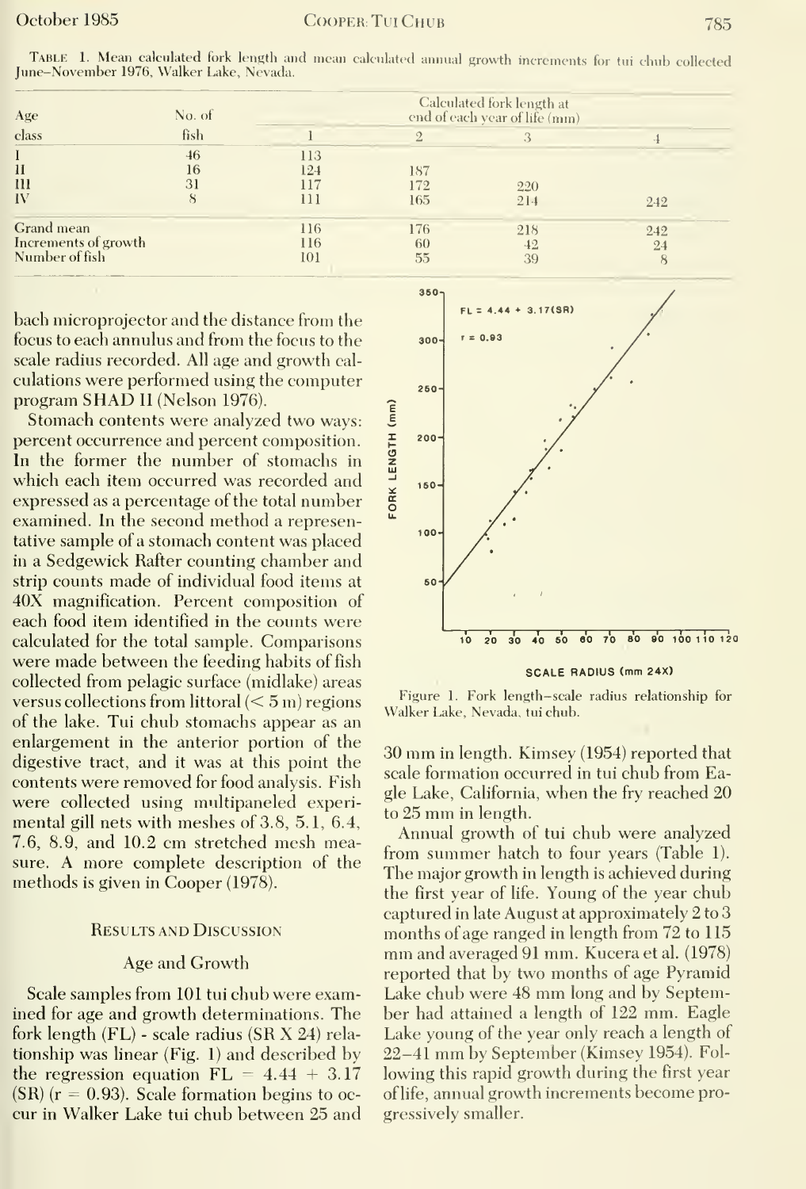TABLE 1. Mean calculated fork length and mean calculated annual growth increments for tui chub collected June–November 1976, Walker Lake, Nevada.

| Age class | No. of fish | Calculated fork length at end of each year of life (mm) | | | |
|---|---|---|---|---|---|
| | | 1 | 2 | 3 | 4 |
| I | 46 | 113 | | | |
| II | 16 | 124 | 187 | | |
| III | 31 | 117 | 172 | 220 | |
| IV | 8 | 111 | 165 | 214 | 242 |
| Grand mean | | 116 | 176 | 218 | 242 |
| Increments of growth | | 116 | 60 | 42 | 24 |
| Number of fish | | 101 | 55 | 39 | 8 |

bach microprojector and the distance from the focus to each annulus and from the focus to the scale radius recorded. All age and growth calculations were performed using the computer program SHAD II (Nelson 1976).

Stomach contents were analyzed two ways: percent occurrence and percent composition. In the former the number of stomachs in which each item occurred was recorded and expressed as a percentage of the total number examined. In the second method a representative sample of a stomach content was placed in a Sedgewick Rafter counting chamber and strip counts made of individual food items at 40X magnification. Percent composition of each food item identified in the counts were calculated for the total sample. Comparisons were made between the feeding habits of fish collected from pelagic surface (midlake) areas versus collections from littoral (< 5 m) regions of the lake. Tui chub stomachs appear as an enlargement in the anterior portion of the digestive tract, and it was at this point the contents were removed for food analysis. Fish were collected using multipaneled experimental gill nets with meshes of 3.8, 5.1, 6.4, 7.6, 8.9, and 10.2 cm stretched mesh measure. A more complete description of the methods is given in Cooper (1978).

## Results and Discussion

### Age and Growth

Scale samples from 101 tui chub were examined for age and growth determinations. The fork length (FL) - scale radius (SR X 24) relationship was linear (Fig. 1) and described by the regression equation $FL = 4.44 + 3.17 (SR)$ ($r = 0.93$). Scale formation begins to occur in Walker Lake tui chub between 25 and 30 mm in length. Kimsey (1954) reported that scale formation occurred in tui chub from Eagle Lake, California, when the fry reached 20 to 25 mm in length.

Figure 1. Fork length–scale radius relationship for Walker Lake, Nevada, tui chub.

Annual growth of tui chub were analyzed from summer hatch to four years (Table 1). The major growth in length is achieved during the first year of life. Young of the year chub captured in late August at approximately 2 to 3 months of age ranged in length from 72 to 115 mm and averaged 91 mm. Kucera et al. (1978) reported that by two months of age Pyramid Lake chub were 48 mm long and by September had attained a length of 122 mm. Eagle Lake young of the year only reach a length of 22–41 mm by September (Kimsey 1954). Following this rapid growth during the first year of life, annual growth increments become progressively smaller.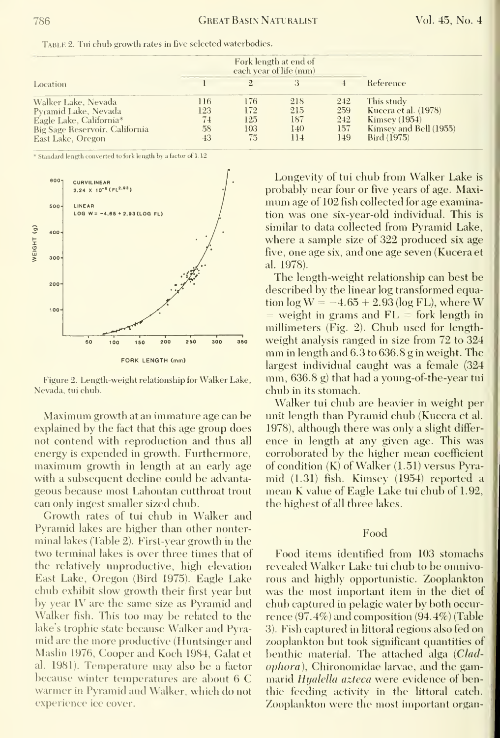Table 2. Tui chub growth rates in five selected waterbodies.

| Location | Fork length at end of each year of life (mm) | | | | Reference |
|---|---|---|---|---|---|
| | 1 | 2 | 3 | 4 | |
| Walker Lake, Nevada | 116 | 176 | 218 | 242 | This study |
| Pyramid Lake, Nevada | 123 | 172 | 215 | 259 | Kucera et al. (1978) |
| Eagle Lake, California* | 74 | 125 | 187 | 242 | Kimsey (1954) |
| Big Sage Reservoir, California | 58 | 103 | 140 | 157 | Kimsey and Bell (1955) |
| East Lake, Oregon | 43 | 75 | 114 | 149 | Bird (1975) |

* Standard length converted to fork length by a factor of 1.12

Figure 2. Length-weight relationship for Walker Lake, Nevada, tui chub.

Maximum growth at an immature age can be explained by the fact that this age group does not contend with reproduction and thus all energy is expended in growth. Furthermore, maximum growth in length at an early age with a subsequent decline could be advantageous because most Lahontan cutthroat trout can only ingest smaller sized chub.

Growth rates of tui chub in Walker and Pyramid lakes are higher than other nonterminal lakes (Table 2). First-year growth in the two terminal lakes is over three times that of the relatively unproductive, high elevation East Lake, Oregon (Bird 1975). Eagle Lake chub exhibit slow growth their first year but by year IV are the same size as Pyramid and Walker fish. This too may be related to the lake's trophic state because Walker and Pyramid are the more productive (Huntsinger and Maslin 1976, Cooper and Koch 1984, Galat et al. 1981). Temperature may also be a factor because winter temperatures are about 6 C warmer in Pyramid and Walker, which do not experience ice cover.

Longevity of tui chub from Walker Lake is probably near four or five years of age. Maximum age of 102 fish collected for age examination was one six-year-old individual. This is similar to data collected from Pyramid Lake, where a sample size of 322 produced six age five, one age six, and one age seven (Kucera et al. 1978).

The length-weight relationship can best be described by the linear log transformed equation $\log W = -4.65 + 2.93 (\log FL)$, where W = weight in grams and FL = fork length in millimeters (Fig. 2). Chub used for length-weight analysis ranged in size from 72 to 324 mm in length and 6.3 to 636.8 g in weight. The largest individual caught was a female (324 mm, 636.8 g) that had a young-of-the-year tui chub in its stomach.

Walker tui chub are heavier in weight per unit length than Pyramid chub (Kucera et al. 1978), although there was only a slight difference in length at any given age. This was corroborated by the higher mean coefficient of condition (K) of Walker (1.51) versus Pyramid (1.31) fish. Kimsey (1954) reported a mean K value of Eagle Lake tui chub of 1.92, the highest of all three lakes.

## Food

Food items identified from 103 stomachs revealed Walker Lake tui chub to be omnivorous and highly opportunistic. Zooplankton was the most important item in the diet of chub captured in pelagic water by both occurrence (97.4%) and composition (94.4%) (Table 3). Fish captured in littoral regions also fed on zooplankton but took significant quantities of benthic material. The attached alga (*Cladophora*), Chironomidae larvae, and the gammarid *Hyalella azteca* were evidence of benthic feeding activity in the littoral catch. Zooplankton were the most important organ-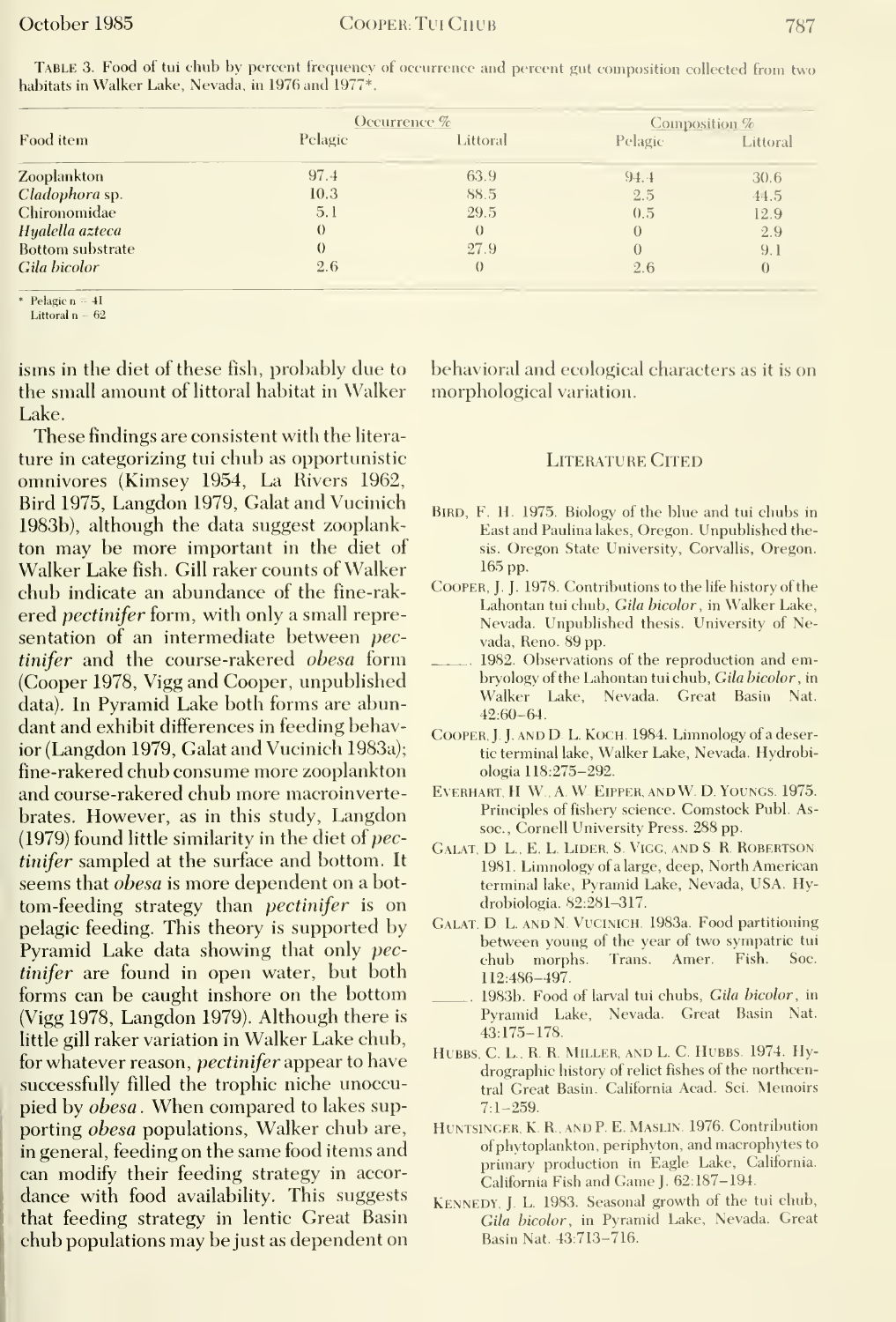TABLE 3. Food of tui chub by percent frequency of occurrence and percent gut composition collected from two habitats in Walker Lake, Nevada, in 1976 and 1977*.

| Food item | Occurrence % | | Composition % | |
|---|---|---|---|---|
| | Pelagic | Littoral | Pelagic | Littoral |
| Zooplankton | 97.4 | 63.9 | 94.4 | 30.6 |
| *Cladophora* sp. | 10.3 | 88.5 | 2.5 | 44.5 |
| Chironomidae | 5.1 | 29.5 | 0.5 | 12.9 |
| *Hyalella azteca* | 0 | 0 | 0 | 2.9 |
| Bottom substrate | 0 | 27.9 | 0 | 9.1 |
| *Gila bicolor* | 2.6 | 0 | 2.6 | 0 |

\* Pelagic n = 41
Littoral n = 62

isms in the diet of these fish, probably due to the small amount of littoral habitat in Walker Lake.

These findings are consistent with the literature in categorizing tui chub as opportunistic omnivores (Kimsey 1954, La Rivers 1962, Bird 1975, Langdon 1979, Galat and Vucinich 1983b), although the data suggest zooplankton may be more important in the diet of Walker Lake fish. Gill raker counts of Walker chub indicate an abundance of the fine-rakered *pectinifer* form, with only a small representation of an intermediate between *pectinifer* and the course-rakered *obesa* form (Cooper 1978, Vigg and Cooper, unpublished data). In Pyramid Lake both forms are abundant and exhibit differences in feeding behavior (Langdon 1979, Galat and Vucinich 1983a); fine-rakered chub consume more zooplankton and course-rakered chub more macroinvertebrates. However, as in this study, Langdon (1979) found little similarity in the diet of *pectinifer* sampled at the surface and bottom. It seems that *obesa* is more dependent on a bottom-feeding strategy than *pectinifer* is on pelagic feeding. This theory is supported by Pyramid Lake data showing that only *pectinifer* are found in open water, but both forms can be caught inshore on the bottom (Vigg 1978, Langdon 1979). Although there is little gill raker variation in Walker Lake chub, for whatever reason, *pectinifer* appear to have successfully filled the trophic niche unoccupied by *obesa*. When compared to lakes supporting *obesa* populations, Walker chub are, in general, feeding on the same food items and can modify their feeding strategy in accordance with food availability. This suggests that feeding strategy in lentic Great Basin chub populations may be just as dependent on behavioral and ecological characters as it is on morphological variation.

## Literature Cited

Bird, F. H. 1975. Biology of the blue and tui chubs in East and Paulina lakes, Oregon. Unpublished thesis. Oregon State University, Corvallis, Oregon. 165 pp.

Cooper, J. J. 1978. Contributions to the life history of the Lahontan tui chub, *Gila bicolor*, in Walker Lake, Nevada. Unpublished thesis. University of Nevada, Reno. 89 pp.

\_\_\_\_\_. 1982. Observations of the reproduction and embryology of the Lahontan tui chub, *Gila bicolor*, in Walker Lake, Nevada. Great Basin Nat. 42:60–64.

Cooper, J. J. and D. L. Koch. 1984. Limnology of a desertic terminal lake, Walker Lake, Nevada. Hydrobiologia 118:275–292.

Everhart, H. W., A. W. Eipper, and W. D. Youngs. 1975. Principles of fishery science. Comstock Publ. Assoc., Cornell University Press. 288 pp.

Galat, D. L., E. L. Lider, S. Vigg, and S. R. Robertson. 1981. Limnology of a large, deep, North American terminal lake, Pyramid Lake, Nevada, USA. Hydrobiologia. 82:281–317.

Galat, D. L. and N. Vucinich. 1983a. Food partitioning between young of the year of two sympatric tui chub morphs. Trans. Amer. Fish. Soc. 112:486–497.

\_\_\_\_\_. 1983b. Food of larval tui chubs, *Gila bicolor*, in Pyramid Lake, Nevada. Great Basin Nat. 43:175–178.

Hubbs, C. L., R. R. Miller, and L. C. Hubbs. 1974. Hydrographic history of relict fishes of the northcentral Great Basin. California Acad. Sci. Memoirs 7:1–259.

Huntsinger, K. R., and P. E. Maslin. 1976. Contribution of phytoplankton, periphyton, and macrophytes to primary production in Eagle Lake, California. California Fish and Game J. 62:187–194.

Kennedy, J. L. 1983. Seasonal growth of the tui chub, *Gila bicolor*, in Pyramid Lake, Nevada. Great Basin Nat. 43:713–716.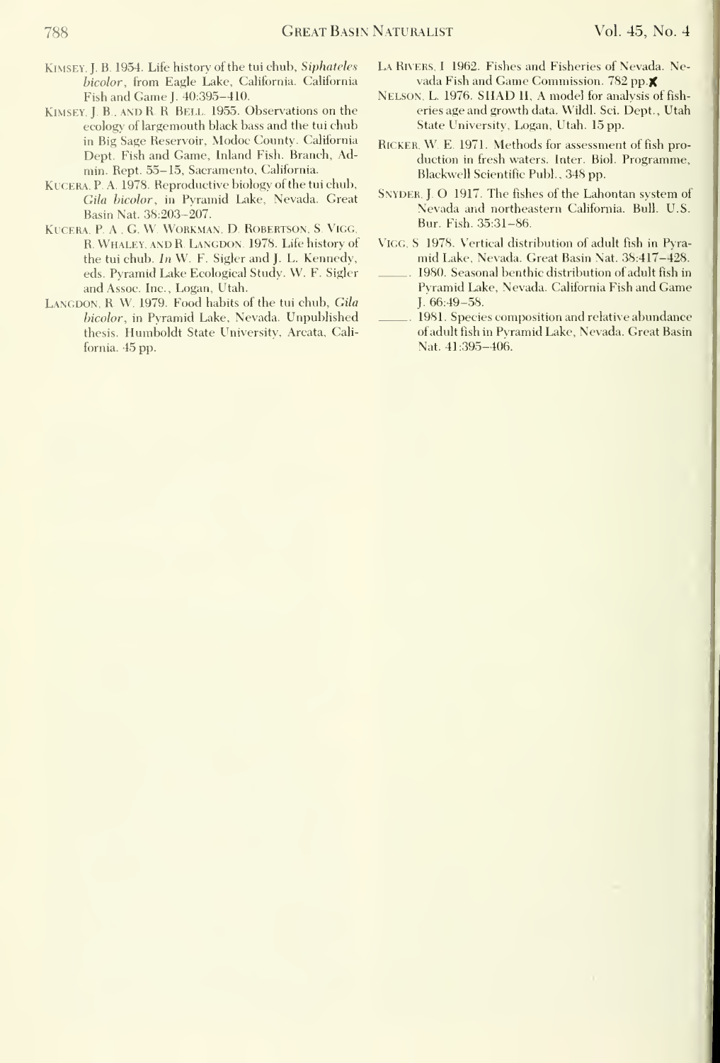Kimsey, J. B. 1954. Life history of the tui chub, *Siphateles bicolor*, from Eagle Lake, California. California Fish and Game J. 40:395–410.

Kimsey, J. B., and R. R. Bell. 1955. Observations on the ecology of largemouth black bass and the tui chub in Big Sage Reservoir, Modoc County. California Dept. Fish and Game, Inland Fish. Branch, Admin. Rept. 55–15, Sacramento, California.

Kucera, P. A. 1978. Reproductive biology of the tui chub, *Gila bicolor*, in Pyramid Lake, Nevada. Great Basin Nat. 38:203–207.

Kucera, P. A., G. W. Workman, D. Robertson, S. Vigg, R. Whaley, and R. Langdon. 1978. Life history of the tui chub. *In* W. F. Sigler and J. L. Kennedy, eds. Pyramid Lake Ecological Study. W. F. Sigler and Assoc. Inc., Logan, Utah.

Langdon, R. W. 1979. Food habits of the tui chub, *Gila bicolor*, in Pyramid Lake, Nevada. Unpublished thesis. Humboldt State University, Arcata, California. 45 pp.

La Rivers, I. 1962. Fishes and Fisheries of Nevada. Nevada Fish and Game Commission. 782 pp.

Nelson, L. 1976. SHAD II, A model for analysis of fisheries age and growth data. Wildl. Sci. Dept., Utah State University, Logan, Utah. 15 pp.

Ricker, W. E. 1971. Methods for assessment of fish production in fresh waters. Inter. Biol. Programme, Blackwell Scientific Publ., 348 pp.

Snyder, J. O. 1917. The fishes of the Lahontan system of Nevada and northeastern California. Bull. U.S. Bur. Fish. 35:31–86.

Vigg, S. 1978. Vertical distribution of adult fish in Pyramid Lake, Nevada. Great Basin Nat. 38:417–428.

\_\_\_\_\_. 1980. Seasonal benthic distribution of adult fish in Pyramid Lake, Nevada. California Fish and Game J. 66:49–58.

\_\_\_\_\_. 1981. Species composition and relative abundance of adult fish in Pyramid Lake, Nevada. Great Basin Nat. 41:395–406.